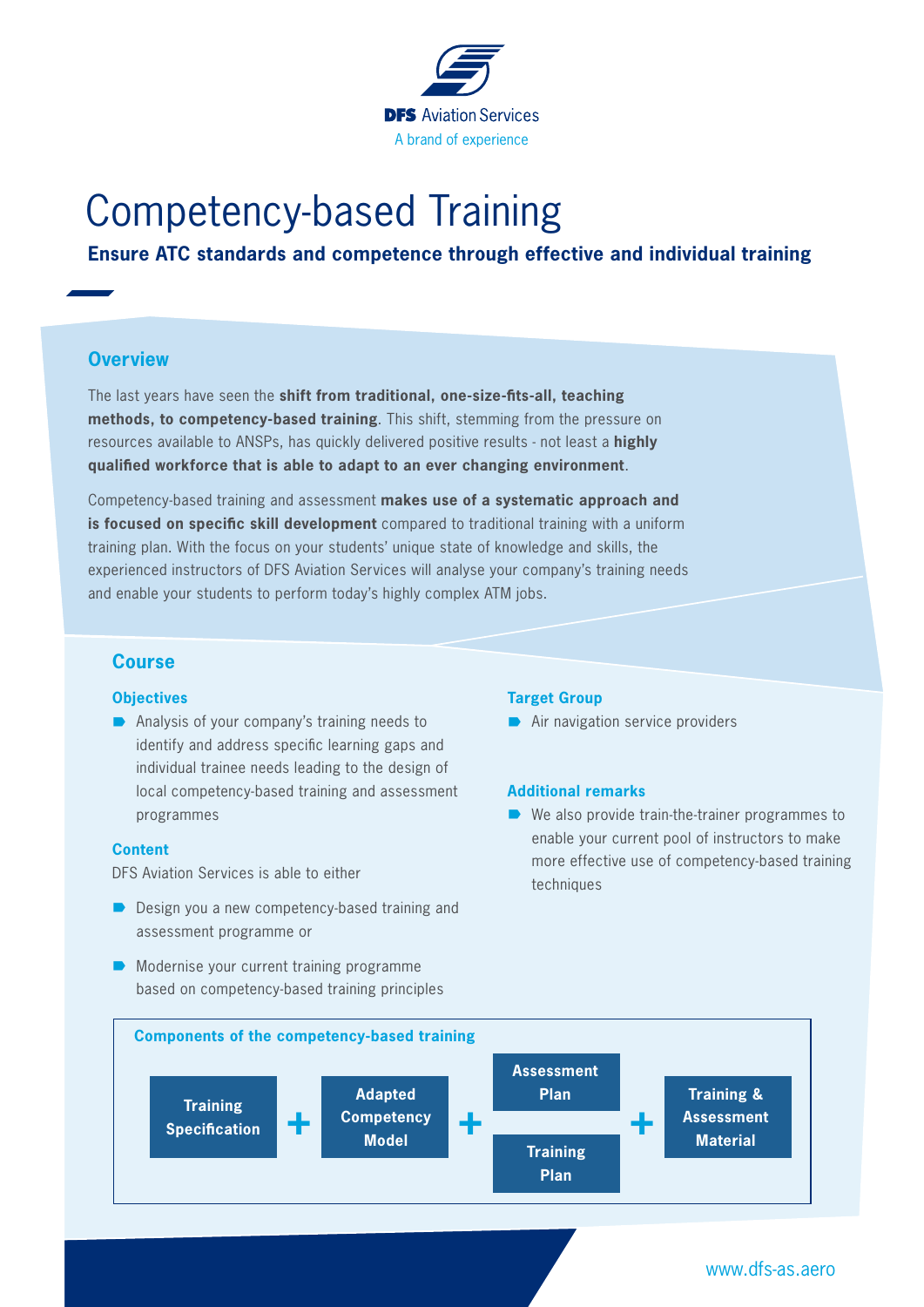DFS Aviation Services
A brand of experience

# Competency-based Training

**Ensure ATC standards and competence through effective and individual training**

## Overview

The last years have seen the **shift from traditional, one-size-fits-all, teaching methods, to competency-based training**. This shift, stemming from the pressure on resources available to ANSPs, has quickly delivered positive results - not least a **highly qualified workforce that is able to adapt to an ever changing environment**.

Competency-based training and assessment **makes use of a systematic approach and is focused on specific skill development** compared to traditional training with a uniform training plan. With the focus on your students' unique state of knowledge and skills, the experienced instructors of DFS Aviation Services will analyse your company's training needs and enable your students to perform today's highly complex ATM jobs.

## Course

### Objectives

- Analysis of your company's training needs to identify and address specific learning gaps and individual trainee needs leading to the design of local competency-based training and assessment programmes

### Content

DFS Aviation Services is able to either

- Design you a new competency-based training and assessment programme or
- Modernise your current training programme based on competency-based training principles

### Target Group

- Air navigation service providers

### Additional remarks

- We also provide train-the-trainer programmes to enable your current pool of instructors to make more effective use of competency-based training techniques

### Components of the competency-based training

Training Specification + Adapted Competency Model + Assessment Plan / Training Plan + Training & Assessment Material

www.dfs-as.aero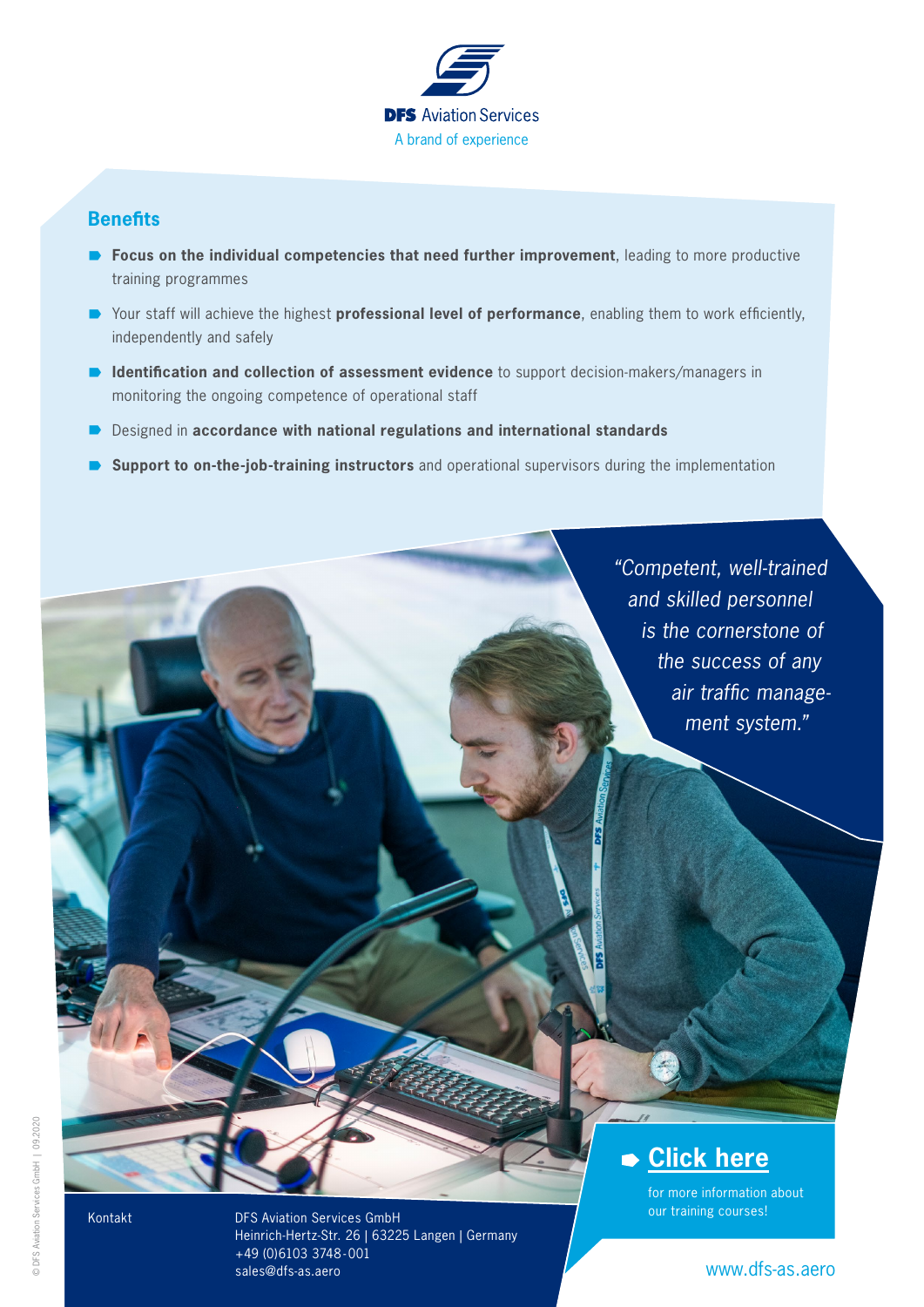DFS Aviation Services

A brand of experience

## Benefits

- **Focus on the individual competencies that need further improvement**, leading to more productive training programmes
- Your staff will achieve the highest **professional level of performance**, enabling them to work efficiently, independently and safely
- **Identification and collection of assessment evidence** to support decision-makers/managers in monitoring the ongoing competence of operational staff
- Designed in **accordance with national regulations and international standards**
- **Support to on-the-job-training instructors** and operational supervisors during the implementation

*"Competent, well-trained and skilled personnel is the cornerstone of the success of any air traffic management system."*

**Click here**

for more information about our training courses!

Kontakt

DFS Aviation Services GmbH
Heinrich-Hertz-Str. 26 | 63225 Langen | Germany
+49 (0)6103 3748-001
sales@dfs-as.aero

www.dfs-as.aero

© DFS Aviation Services GmbH | 09.2020